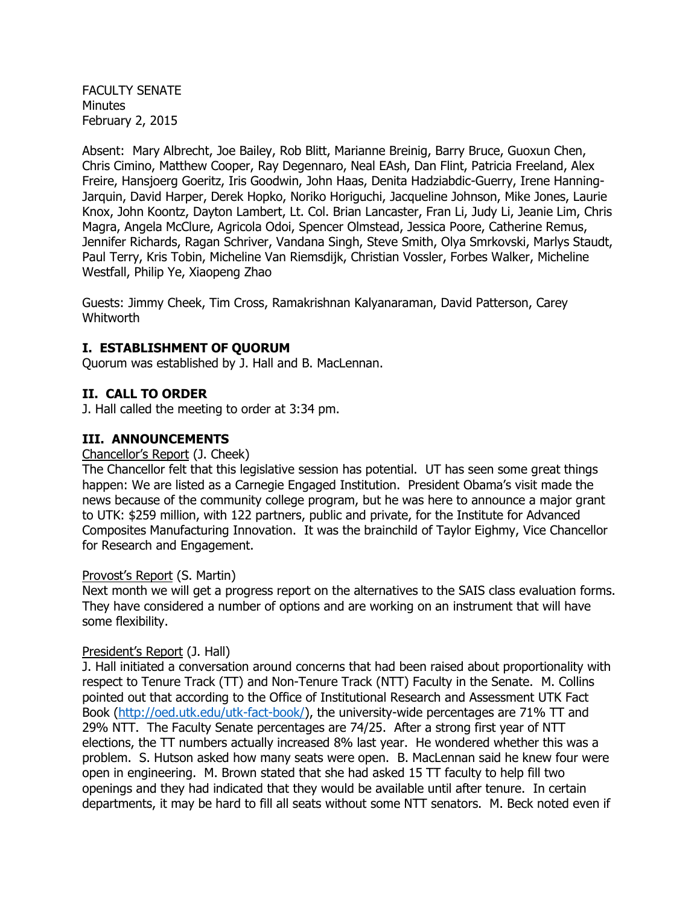FACULTY SENATE
Minutes
February 2, 2015

Absent: Mary Albrecht, Joe Bailey, Rob Blitt, Marianne Breinig, Barry Bruce, Guoxun Chen, Chris Cimino, Matthew Cooper, Ray Degennaro, Neal EAsh, Dan Flint, Patricia Freeland, Alex Freire, Hansjoerg Goeritz, Iris Goodwin, John Haas, Denita Hadziabdic-Guerry, Irene Hanning-Jarquin, David Harper, Derek Hopko, Noriko Horiguchi, Jacqueline Johnson, Mike Jones, Laurie Knox, John Koontz, Dayton Lambert, Lt. Col. Brian Lancaster, Fran Li, Judy Li, Jeanie Lim, Chris Magra, Angela McClure, Agricola Odoi, Spencer Olmstead, Jessica Poore, Catherine Remus, Jennifer Richards, Ragan Schriver, Vandana Singh, Steve Smith, Olya Smrkovski, Marlys Staudt, Paul Terry, Kris Tobin, Micheline Van Riemsdijk, Christian Vossler, Forbes Walker, Micheline Westfall, Philip Ye, Xiaopeng Zhao

Guests: Jimmy Cheek, Tim Cross, Ramakrishnan Kalyanaraman, David Patterson, Carey Whitworth

## I. ESTABLISHMENT OF QUORUM

Quorum was established by J. Hall and B. MacLennan.

## II. CALL TO ORDER

J. Hall called the meeting to order at 3:34 pm.

## III. ANNOUNCEMENTS

Chancellor's Report (J. Cheek)

The Chancellor felt that this legislative session has potential. UT has seen some great things happen: We are listed as a Carnegie Engaged Institution. President Obama's visit made the news because of the community college program, but he was here to announce a major grant to UTK: $259 million, with 122 partners, public and private, for the Institute for Advanced Composites Manufacturing Innovation. It was the brainchild of Taylor Eighmy, Vice Chancellor for Research and Engagement.

Provost's Report (S. Martin)

Next month we will get a progress report on the alternatives to the SAIS class evaluation forms. They have considered a number of options and are working on an instrument that will have some flexibility.

President's Report (J. Hall)

J. Hall initiated a conversation around concerns that had been raised about proportionality with respect to Tenure Track (TT) and Non-Tenure Track (NTT) Faculty in the Senate. M. Collins pointed out that according to the Office of Institutional Research and Assessment UTK Fact Book (http://oed.utk.edu/utk-fact-book/), the university-wide percentages are 71% TT and 29% NTT. The Faculty Senate percentages are 74/25. After a strong first year of NTT elections, the TT numbers actually increased 8% last year. He wondered whether this was a problem. S. Hutson asked how many seats were open. B. MacLennan said he knew four were open in engineering. M. Brown stated that she had asked 15 TT faculty to help fill two openings and they had indicated that they would be available until after tenure. In certain departments, it may be hard to fill all seats without some NTT senators. M. Beck noted even if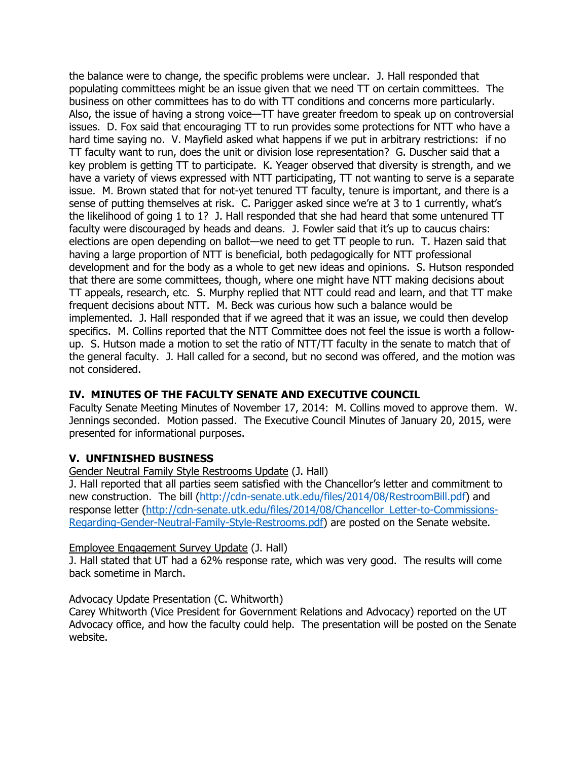the balance were to change, the specific problems were unclear. J. Hall responded that populating committees might be an issue given that we need TT on certain committees. The business on other committees has to do with TT conditions and concerns more particularly. Also, the issue of having a strong voice—TT have greater freedom to speak up on controversial issues. D. Fox said that encouraging TT to run provides some protections for NTT who have a hard time saying no. V. Mayfield asked what happens if we put in arbitrary restrictions: if no TT faculty want to run, does the unit or division lose representation? G. Duscher said that a key problem is getting TT to participate. K. Yeager observed that diversity is strength, and we have a variety of views expressed with NTT participating, TT not wanting to serve is a separate issue. M. Brown stated that for not-yet tenured TT faculty, tenure is important, and there is a sense of putting themselves at risk. C. Parigger asked since we're at 3 to 1 currently, what's the likelihood of going 1 to 1? J. Hall responded that she had heard that some untenured TT faculty were discouraged by heads and deans. J. Fowler said that it's up to caucus chairs: elections are open depending on ballot—we need to get TT people to run. T. Hazen said that having a large proportion of NTT is beneficial, both pedagogically for NTT professional development and for the body as a whole to get new ideas and opinions. S. Hutson responded that there are some committees, though, where one might have NTT making decisions about TT appeals, research, etc. S. Murphy replied that NTT could read and learn, and that TT make frequent decisions about NTT. M. Beck was curious how such a balance would be implemented. J. Hall responded that if we agreed that it was an issue, we could then develop specifics. M. Collins reported that the NTT Committee does not feel the issue is worth a follow-up. S. Hutson made a motion to set the ratio of NTT/TT faculty in the senate to match that of the general faculty. J. Hall called for a second, but no second was offered, and the motion was not considered.

## IV. MINUTES OF THE FACULTY SENATE AND EXECUTIVE COUNCIL

Faculty Senate Meeting Minutes of November 17, 2014: M. Collins moved to approve them. W. Jennings seconded. Motion passed. The Executive Council Minutes of January 20, 2015, were presented for informational purposes.

## V. UNFINISHED BUSINESS

Gender Neutral Family Style Restrooms Update (J. Hall)

J. Hall reported that all parties seem satisfied with the Chancellor's letter and commitment to new construction. The bill (http://cdn-senate.utk.edu/files/2014/08/RestroomBill.pdf) and response letter (http://cdn-senate.utk.edu/files/2014/08/Chancellor_Letter-to-Commissions-Regarding-Gender-Neutral-Family-Style-Restrooms.pdf) are posted on the Senate website.

Employee Engagement Survey Update (J. Hall)

J. Hall stated that UT had a 62% response rate, which was very good. The results will come back sometime in March.

Advocacy Update Presentation (C. Whitworth)

Carey Whitworth (Vice President for Government Relations and Advocacy) reported on the UT Advocacy office, and how the faculty could help. The presentation will be posted on the Senate website.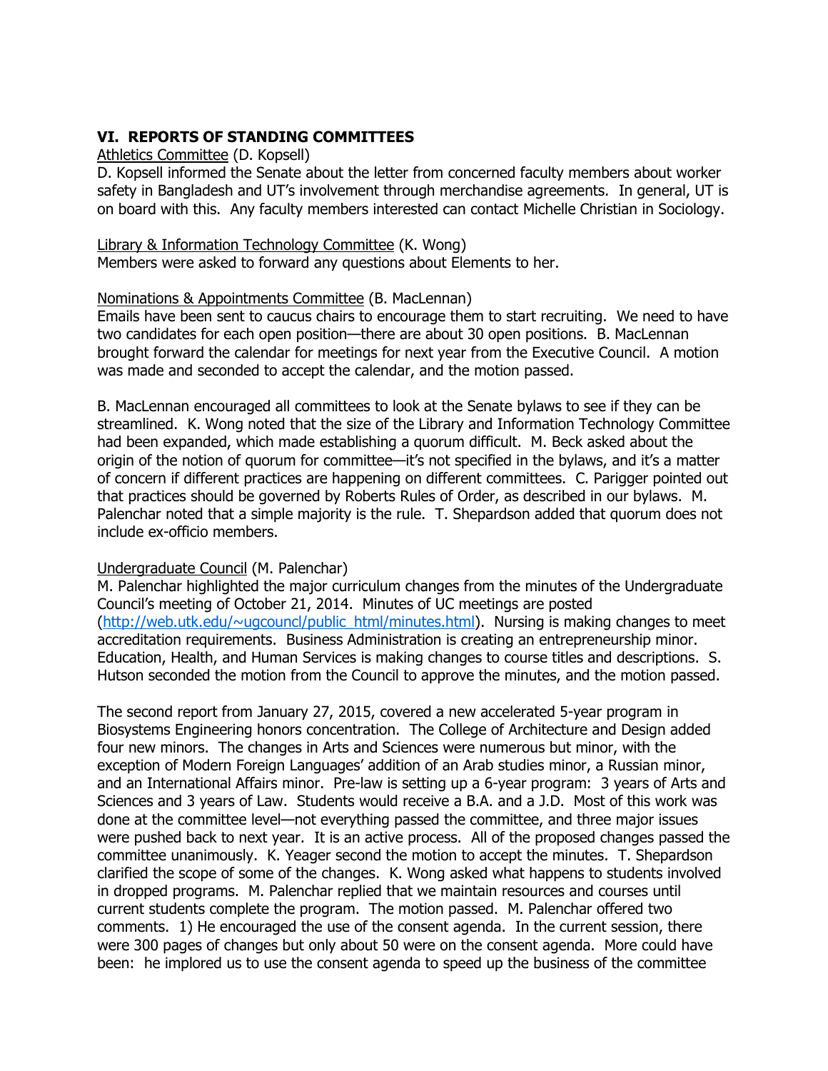## VI. REPORTS OF STANDING COMMITTEES

Athletics Committee (D. Kopsell)

D. Kopsell informed the Senate about the letter from concerned faculty members about worker safety in Bangladesh and UT's involvement through merchandise agreements. In general, UT is on board with this. Any faculty members interested can contact Michelle Christian in Sociology.

Library & Information Technology Committee (K. Wong)

Members were asked to forward any questions about Elements to her.

Nominations & Appointments Committee (B. MacLennan)

Emails have been sent to caucus chairs to encourage them to start recruiting. We need to have two candidates for each open position—there are about 30 open positions. B. MacLennan brought forward the calendar for meetings for next year from the Executive Council. A motion was made and seconded to accept the calendar, and the motion passed.

B. MacLennan encouraged all committees to look at the Senate bylaws to see if they can be streamlined. K. Wong noted that the size of the Library and Information Technology Committee had been expanded, which made establishing a quorum difficult. M. Beck asked about the origin of the notion of quorum for committee—it's not specified in the bylaws, and it's a matter of concern if different practices are happening on different committees. C. Parigger pointed out that practices should be governed by Roberts Rules of Order, as described in our bylaws. M. Palenchar noted that a simple majority is the rule. T. Shepardson added that quorum does not include ex-officio members.

Undergraduate Council (M. Palenchar)

M. Palenchar highlighted the major curriculum changes from the minutes of the Undergraduate Council's meeting of October 21, 2014. Minutes of UC meetings are posted (http://web.utk.edu/~ugcouncl/public_html/minutes.html). Nursing is making changes to meet accreditation requirements. Business Administration is creating an entrepreneurship minor. Education, Health, and Human Services is making changes to course titles and descriptions. S. Hutson seconded the motion from the Council to approve the minutes, and the motion passed.

The second report from January 27, 2015, covered a new accelerated 5-year program in Biosystems Engineering honors concentration. The College of Architecture and Design added four new minors. The changes in Arts and Sciences were numerous but minor, with the exception of Modern Foreign Languages' addition of an Arab studies minor, a Russian minor, and an International Affairs minor. Pre-law is setting up a 6-year program: 3 years of Arts and Sciences and 3 years of Law. Students would receive a B.A. and a J.D. Most of this work was done at the committee level—not everything passed the committee, and three major issues were pushed back to next year. It is an active process. All of the proposed changes passed the committee unanimously. K. Yeager second the motion to accept the minutes. T. Shepardson clarified the scope of some of the changes. K. Wong asked what happens to students involved in dropped programs. M. Palenchar replied that we maintain resources and courses until current students complete the program. The motion passed. M. Palenchar offered two comments. 1) He encouraged the use of the consent agenda. In the current session, there were 300 pages of changes but only about 50 were on the consent agenda. More could have been: he implored us to use the consent agenda to speed up the business of the committee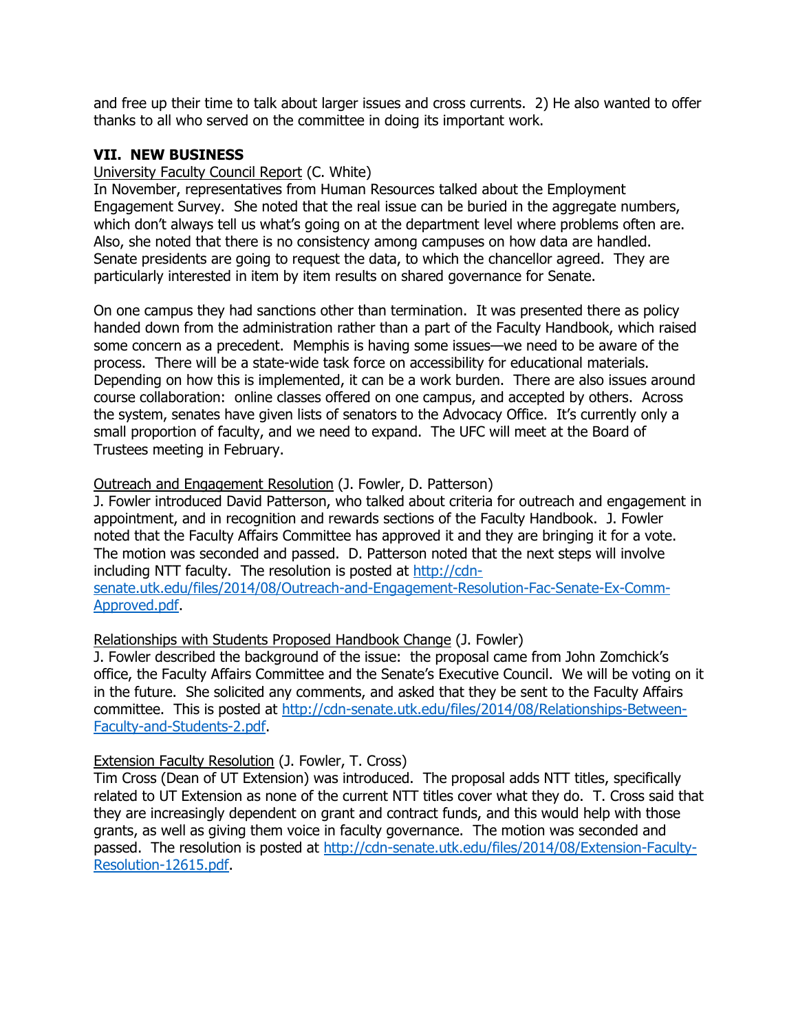and free up their time to talk about larger issues and cross currents. 2) He also wanted to offer thanks to all who served on the committee in doing its important work.

## VII. NEW BUSINESS

University Faculty Council Report (C. White)
In November, representatives from Human Resources talked about the Employment Engagement Survey. She noted that the real issue can be buried in the aggregate numbers, which don't always tell us what's going on at the department level where problems often are. Also, she noted that there is no consistency among campuses on how data are handled. Senate presidents are going to request the data, to which the chancellor agreed. They are particularly interested in item by item results on shared governance for Senate.

On one campus they had sanctions other than termination. It was presented there as policy handed down from the administration rather than a part of the Faculty Handbook, which raised some concern as a precedent. Memphis is having some issues—we need to be aware of the process. There will be a state-wide task force on accessibility for educational materials. Depending on how this is implemented, it can be a work burden. There are also issues around course collaboration: online classes offered on one campus, and accepted by others. Across the system, senates have given lists of senators to the Advocacy Office. It's currently only a small proportion of faculty, and we need to expand. The UFC will meet at the Board of Trustees meeting in February.

Outreach and Engagement Resolution (J. Fowler, D. Patterson)
J. Fowler introduced David Patterson, who talked about criteria for outreach and engagement in appointment, and in recognition and rewards sections of the Faculty Handbook. J. Fowler noted that the Faculty Affairs Committee has approved it and they are bringing it for a vote. The motion was seconded and passed. D. Patterson noted that the next steps will involve including NTT faculty. The resolution is posted at [http://cdn-senate.utk.edu/files/2014/08/Outreach-and-Engagement-Resolution-Fac-Senate-Ex-Comm-Approved.pdf](http://cdn-senate.utk.edu/files/2014/08/Outreach-and-Engagement-Resolution-Fac-Senate-Ex-Comm-Approved.pdf).

Relationships with Students Proposed Handbook Change (J. Fowler)
J. Fowler described the background of the issue: the proposal came from John Zomchick's office, the Faculty Affairs Committee and the Senate's Executive Council. We will be voting on it in the future. She solicited any comments, and asked that they be sent to the Faculty Affairs committee. This is posted at [http://cdn-senate.utk.edu/files/2014/08/Relationships-Between-Faculty-and-Students-2.pdf](http://cdn-senate.utk.edu/files/2014/08/Relationships-Between-Faculty-and-Students-2.pdf).

Extension Faculty Resolution (J. Fowler, T. Cross)
Tim Cross (Dean of UT Extension) was introduced. The proposal adds NTT titles, specifically related to UT Extension as none of the current NTT titles cover what they do. T. Cross said that they are increasingly dependent on grant and contract funds, and this would help with those grants, as well as giving them voice in faculty governance. The motion was seconded and passed. The resolution is posted at [http://cdn-senate.utk.edu/files/2014/08/Extension-Faculty-Resolution-12615.pdf](http://cdn-senate.utk.edu/files/2014/08/Extension-Faculty-Resolution-12615.pdf).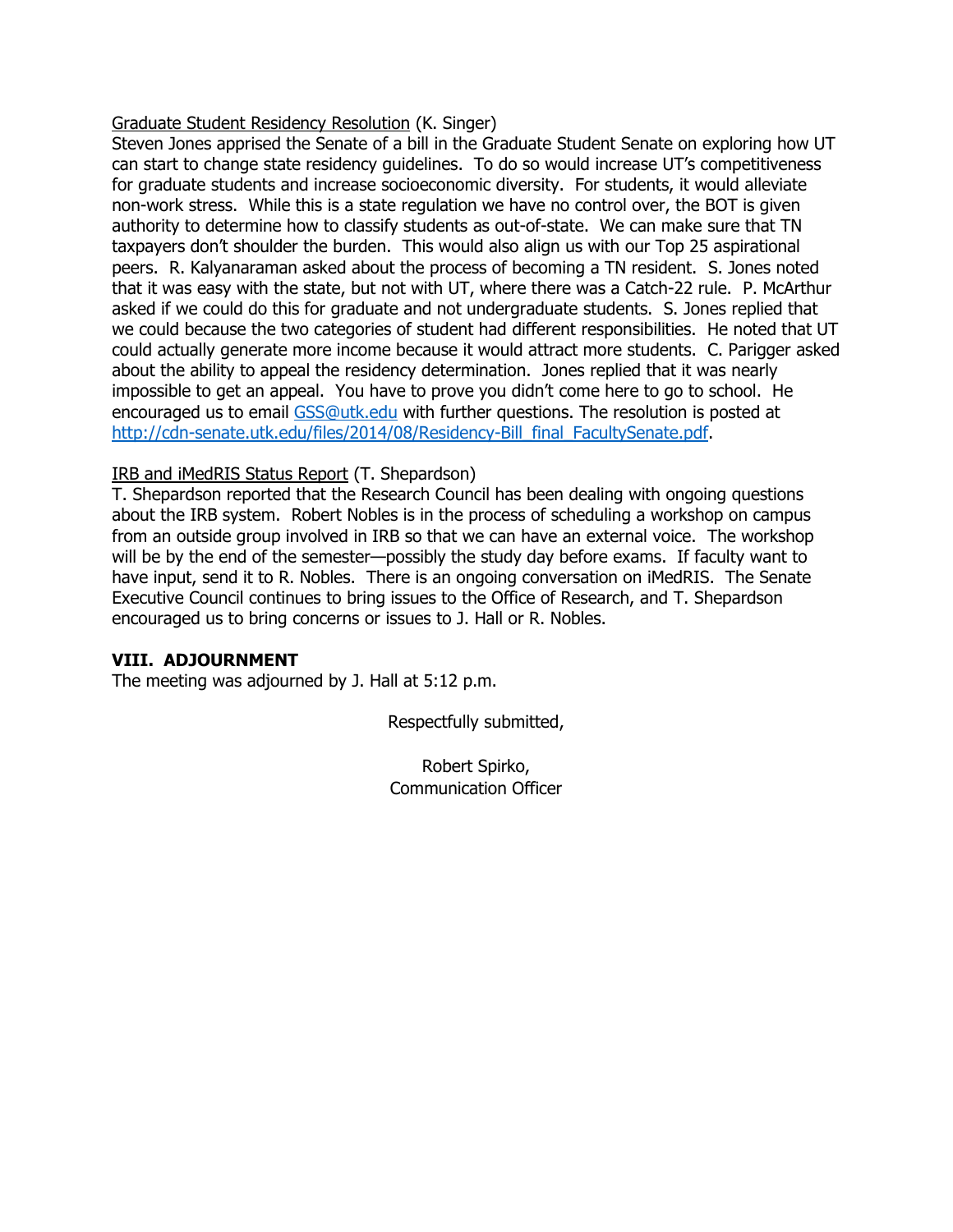Graduate Student Residency Resolution (K. Singer)

Steven Jones apprised the Senate of a bill in the Graduate Student Senate on exploring how UT can start to change state residency guidelines. To do so would increase UT's competitiveness for graduate students and increase socioeconomic diversity. For students, it would alleviate non-work stress. While this is a state regulation we have no control over, the BOT is given authority to determine how to classify students as out-of-state. We can make sure that TN taxpayers don't shoulder the burden. This would also align us with our Top 25 aspirational peers. R. Kalyanaraman asked about the process of becoming a TN resident. S. Jones noted that it was easy with the state, but not with UT, where there was a Catch-22 rule. P. McArthur asked if we could do this for graduate and not undergraduate students. S. Jones replied that we could because the two categories of student had different responsibilities. He noted that UT could actually generate more income because it would attract more students. C. Parigger asked about the ability to appeal the residency determination. Jones replied that it was nearly impossible to get an appeal. You have to prove you didn't come here to go to school. He encouraged us to email GSS@utk.edu with further questions. The resolution is posted at http://cdn-senate.utk.edu/files/2014/08/Residency-Bill_final_FacultySenate.pdf.

IRB and iMedRIS Status Report (T. Shepardson)

T. Shepardson reported that the Research Council has been dealing with ongoing questions about the IRB system. Robert Nobles is in the process of scheduling a workshop on campus from an outside group involved in IRB so that we can have an external voice. The workshop will be by the end of the semester—possibly the study day before exams. If faculty want to have input, send it to R. Nobles. There is an ongoing conversation on iMedRIS. The Senate Executive Council continues to bring issues to the Office of Research, and T. Shepardson encouraged us to bring concerns or issues to J. Hall or R. Nobles.

## VIII. ADJOURNMENT

The meeting was adjourned by J. Hall at 5:12 p.m.

Respectfully submitted,

Robert Spirko,
Communication Officer